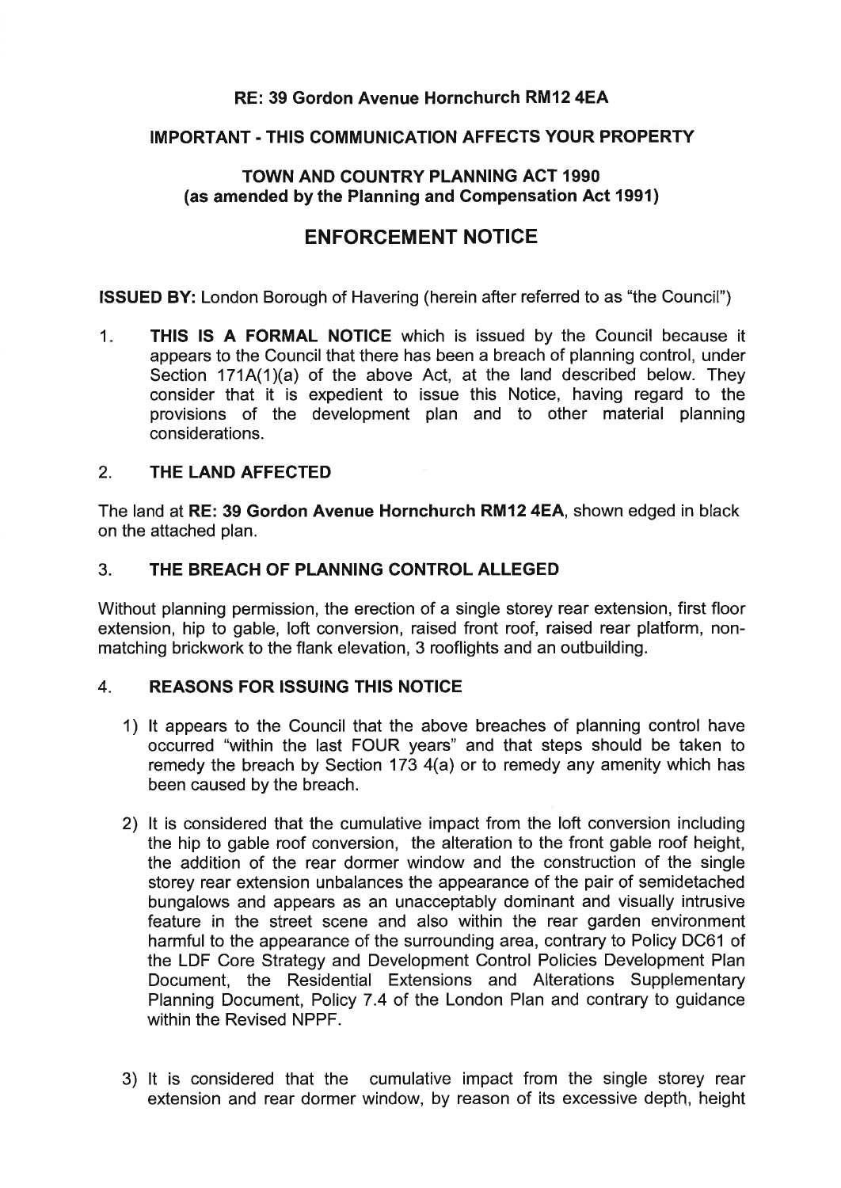**RE: 39 Gordon Avenue Hornchurch RM12 4EA**

**IMPORTANT - THIS COMMUNICATION AFFECTS YOUR PROPERTY**

**TOWN AND COUNTRY PLANNING ACT 1990**
**(as amended by the Planning and Compensation Act 1991)**

# ENFORCEMENT NOTICE

**ISSUED BY:** London Borough of Havering (herein after referred to as "the Council")

1. **THIS IS A FORMAL NOTICE** which is issued by the Council because it appears to the Council that there has been a breach of planning control, under Section 171A(1)(a) of the above Act, at the land described below. They consider that it is expedient to issue this Notice, having regard to the provisions of the development plan and to other material planning considerations.

2. **THE LAND AFFECTED**

The land at **RE: 39 Gordon Avenue Hornchurch RM12 4EA**, shown edged in black on the attached plan.

3. **THE BREACH OF PLANNING CONTROL ALLEGED**

Without planning permission, the erection of a single storey rear extension, first floor extension, hip to gable, loft conversion, raised front roof, raised rear platform, non-matching brickwork to the flank elevation, 3 rooflights and an outbuilding.

4. **REASONS FOR ISSUING THIS NOTICE**

1) It appears to the Council that the above breaches of planning control have occurred "within the last FOUR years" and that steps should be taken to remedy the breach by Section 173 4(a) or to remedy any amenity which has been caused by the breach.

2) It is considered that the cumulative impact from the loft conversion including the hip to gable roof conversion, the alteration to the front gable roof height, the addition of the rear dormer window and the construction of the single storey rear extension unbalances the appearance of the pair of semidetached bungalows and appears as an unacceptably dominant and visually intrusive feature in the street scene and also within the rear garden environment harmful to the appearance of the surrounding area, contrary to Policy DC61 of the LDF Core Strategy and Development Control Policies Development Plan Document, the Residential Extensions and Alterations Supplementary Planning Document, Policy 7.4 of the London Plan and contrary to guidance within the Revised NPPF.

3) It is considered that the cumulative impact from the single storey rear extension and rear dormer window, by reason of its excessive depth, height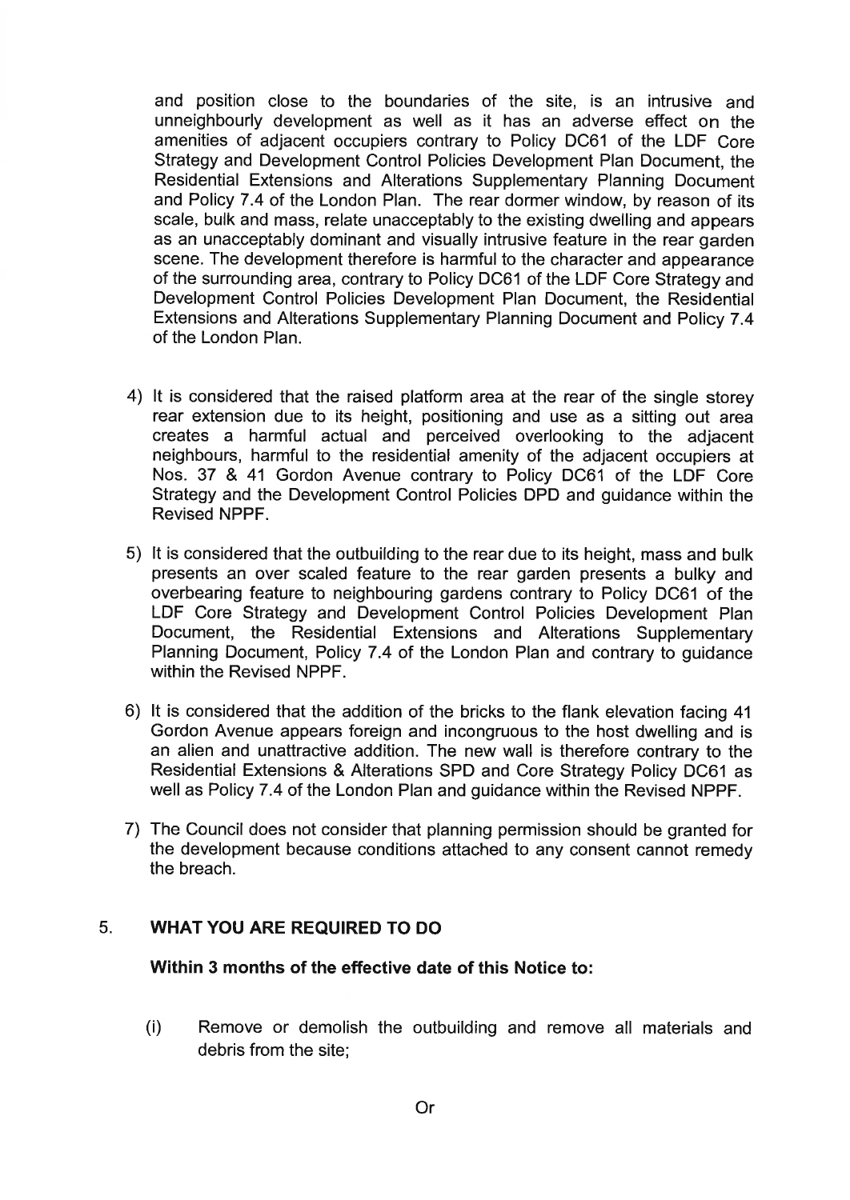and position close to the boundaries of the site, is an intrusive and unneighbourly development as well as it has an adverse effect on the amenities of adjacent occupiers contrary to Policy DC61 of the LDF Core Strategy and Development Control Policies Development Plan Document, the Residential Extensions and Alterations Supplementary Planning Document and Policy 7.4 of the London Plan. The rear dormer window, by reason of its scale, bulk and mass, relate unacceptably to the existing dwelling and appears as an unacceptably dominant and visually intrusive feature in the rear garden scene. The development therefore is harmful to the character and appearance of the surrounding area, contrary to Policy DC61 of the LDF Core Strategy and Development Control Policies Development Plan Document, the Residential Extensions and Alterations Supplementary Planning Document and Policy 7.4 of the London Plan.

4) It is considered that the raised platform area at the rear of the single storey rear extension due to its height, positioning and use as a sitting out area creates a harmful actual and perceived overlooking to the adjacent neighbours, harmful to the residential amenity of the adjacent occupiers at Nos. 37 & 41 Gordon Avenue contrary to Policy DC61 of the LDF Core Strategy and the Development Control Policies DPD and guidance within the Revised NPPF.

5) It is considered that the outbuilding to the rear due to its height, mass and bulk presents an over scaled feature to the rear garden presents a bulky and overbearing feature to neighbouring gardens contrary to Policy DC61 of the LDF Core Strategy and Development Control Policies Development Plan Document, the Residential Extensions and Alterations Supplementary Planning Document, Policy 7.4 of the London Plan and contrary to guidance within the Revised NPPF.

6) It is considered that the addition of the bricks to the flank elevation facing 41 Gordon Avenue appears foreign and incongruous to the host dwelling and is an alien and unattractive addition. The new wall is therefore contrary to the Residential Extensions & Alterations SPD and Core Strategy Policy DC61 as well as Policy 7.4 of the London Plan and guidance within the Revised NPPF.

7) The Council does not consider that planning permission should be granted for the development because conditions attached to any consent cannot remedy the breach.

## 5. WHAT YOU ARE REQUIRED TO DO

**Within 3 months of the effective date of this Notice to:**

(i) Remove or demolish the outbuilding and remove all materials and debris from the site;

Or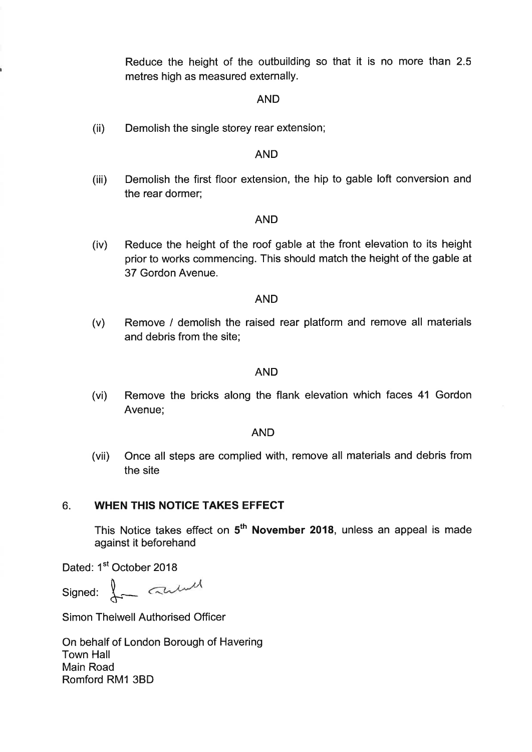Reduce the height of the outbuilding so that it is no more than 2.5 metres high as measured externally.

AND

(ii) Demolish the single storey rear extension;

AND

(iii) Demolish the first floor extension, the hip to gable loft conversion and the rear dormer;

AND

(iv) Reduce the height of the roof gable at the front elevation to its height prior to works commencing. This should match the height of the gable at 37 Gordon Avenue.

AND

(v) Remove / demolish the raised rear platform and remove all materials and debris from the site;

AND

(vi) Remove the bricks along the flank elevation which faces 41 Gordon Avenue;

AND

(vii) Once all steps are complied with, remove all materials and debris from the site

## 6. WHEN THIS NOTICE TAKES EFFECT

This Notice takes effect on **5th November 2018**, unless an appeal is made against it beforehand

Dated: 1st October 2018

Signed:

Simon Thelwell Authorised Officer

On behalf of London Borough of Havering
Town Hall
Main Road
Romford RM1 3BD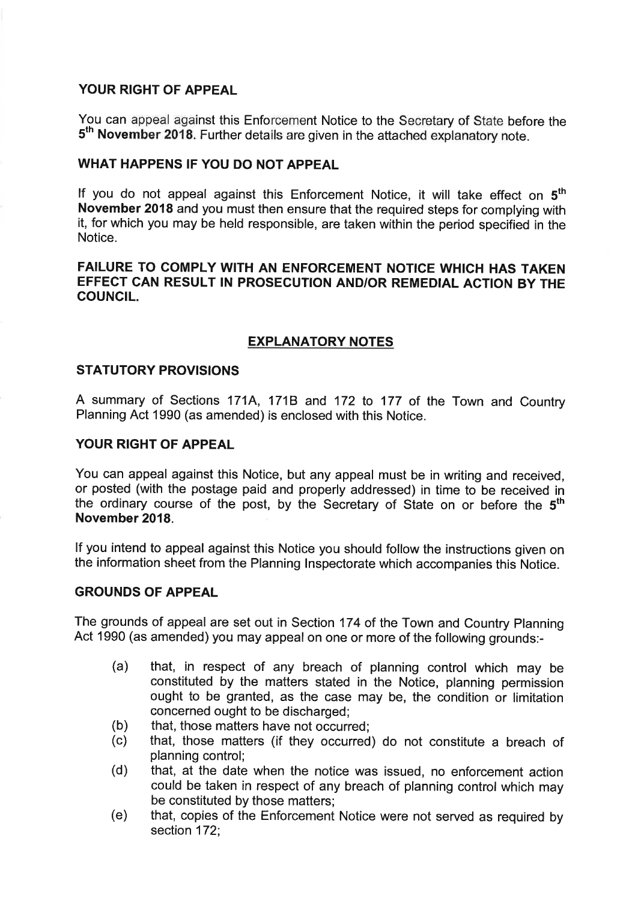## YOUR RIGHT OF APPEAL

You can appeal against this Enforcement Notice to the Secretary of State before the 5th **November 2018**. Further details are given in the attached explanatory note.

## WHAT HAPPENS IF YOU DO NOT APPEAL

If you do not appeal against this Enforcement Notice, it will take effect on **5th November 2018** and you must then ensure that the required steps for complying with it, for which you may be held responsible, are taken within the period specified in the Notice.

**FAILURE TO COMPLY WITH AN ENFORCEMENT NOTICE WHICH HAS TAKEN EFFECT CAN RESULT IN PROSECUTION AND/OR REMEDIAL ACTION BY THE COUNCIL.**

## EXPLANATORY NOTES

### STATUTORY PROVISIONS

A summary of Sections 171A, 171B and 172 to 177 of the Town and Country Planning Act 1990 (as amended) is enclosed with this Notice.

### YOUR RIGHT OF APPEAL

You can appeal against this Notice, but any appeal must be in writing and received, or posted (with the postage paid and properly addressed) in time to be received in the ordinary course of the post, by the Secretary of State on or before the **5th November 2018**.

If you intend to appeal against this Notice you should follow the instructions given on the information sheet from the Planning Inspectorate which accompanies this Notice.

### GROUNDS OF APPEAL

The grounds of appeal are set out in Section 174 of the Town and Country Planning Act 1990 (as amended) you may appeal on one or more of the following grounds:-

- (a) that, in respect of any breach of planning control which may be constituted by the matters stated in the Notice, planning permission ought to be granted, as the case may be, the condition or limitation concerned ought to be discharged;
- (b) that, those matters have not occurred;
- (c) that, those matters (if they occurred) do not constitute a breach of planning control;
- (d) that, at the date when the notice was issued, no enforcement action could be taken in respect of any breach of planning control which may be constituted by those matters;
- (e) that, copies of the Enforcement Notice were not served as required by section 172;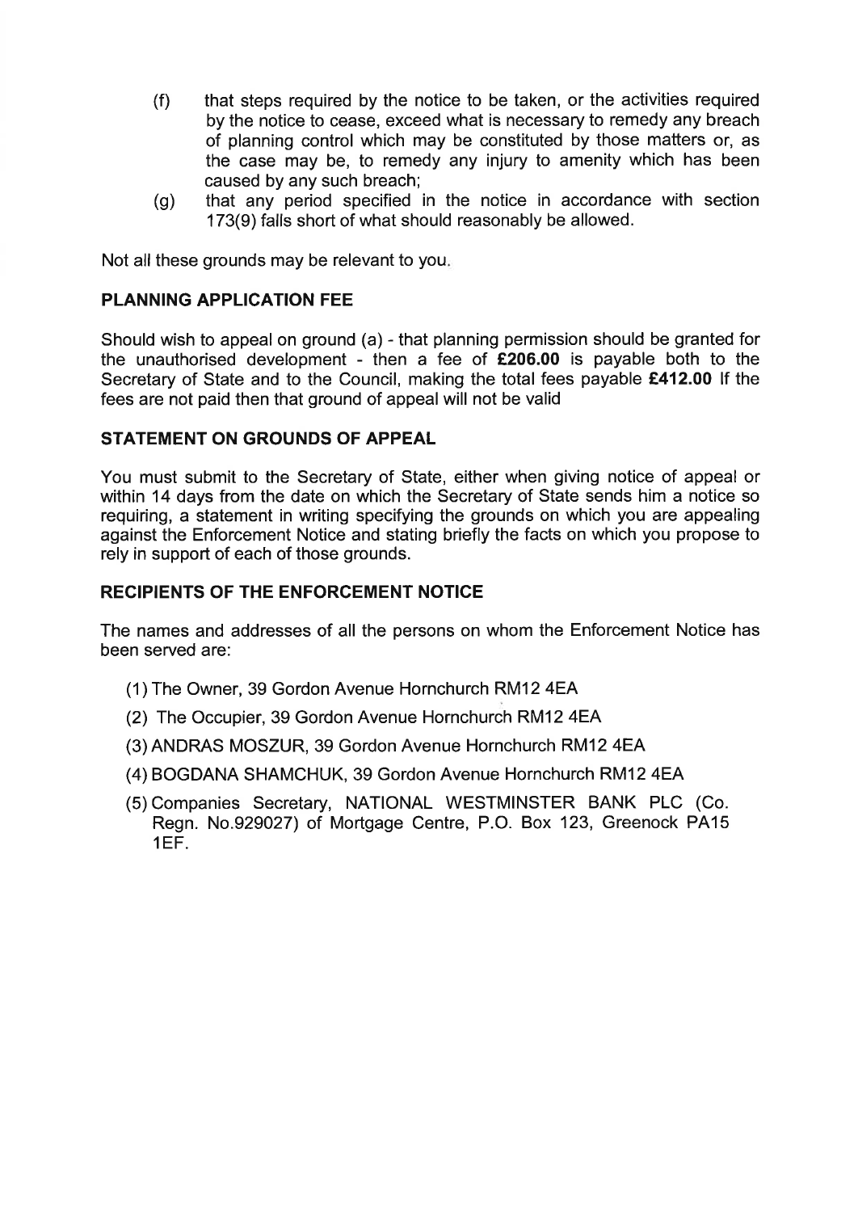(f) that steps required by the notice to be taken, or the activities required by the notice to cease, exceed what is necessary to remedy any breach of planning control which may be constituted by those matters or, as the case may be, to remedy any injury to amenity which has been caused by any such breach;

(g) that any period specified in the notice in accordance with section 173(9) falls short of what should reasonably be allowed.

Not all these grounds may be relevant to you.

**PLANNING APPLICATION FEE**

Should wish to appeal on ground (a) - that planning permission should be granted for the unauthorised development - then a fee of **£206.00** is payable both to the Secretary of State and to the Council, making the total fees payable **£412.00** If the fees are not paid then that ground of appeal will not be valid

**STATEMENT ON GROUNDS OF APPEAL**

You must submit to the Secretary of State, either when giving notice of appeal or within 14 days from the date on which the Secretary of State sends him a notice so requiring, a statement in writing specifying the grounds on which you are appealing against the Enforcement Notice and stating briefly the facts on which you propose to rely in support of each of those grounds.

**RECIPIENTS OF THE ENFORCEMENT NOTICE**

The names and addresses of all the persons on whom the Enforcement Notice has been served are:

(1) The Owner, 39 Gordon Avenue Hornchurch RM12 4EA

(2) The Occupier, 39 Gordon Avenue Hornchurch RM12 4EA

(3) ANDRAS MOSZUR, 39 Gordon Avenue Hornchurch RM12 4EA

(4) BOGDANA SHAMCHUK, 39 Gordon Avenue Hornchurch RM12 4EA

(5) Companies Secretary, NATIONAL WESTMINSTER BANK PLC (Co. Regn. No.929027) of Mortgage Centre, P.O. Box 123, Greenock PA15 1EF.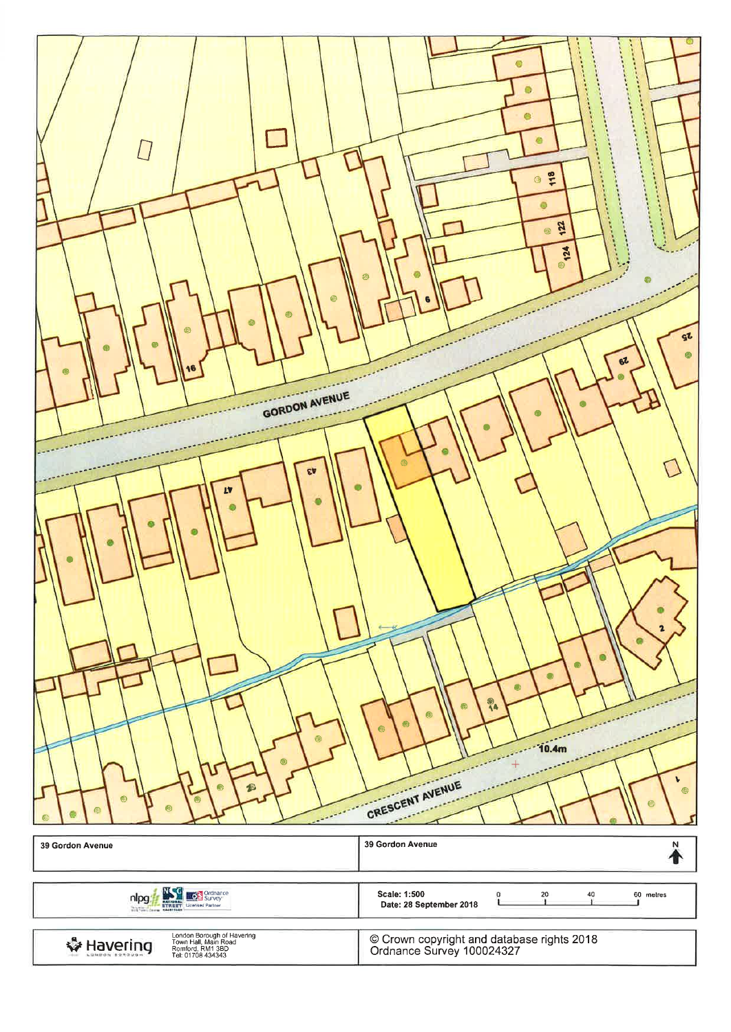GORDON AVENUE

CRESCENT AVENUE

10.4m

16

6

118

122

124

29

25

43

47

14

2

1

| 39 Gordon Avenue | 39 Gordon Avenue |
| --- | --- |

Scale: 1:500
Date: 28 September 2018

0 20 40 60 metres

London Borough of Havering
Town Hall, Main Road
Romford, RM1 3BD
Tel: 01708 434343

© Crown copyright and database rights 2018
Ordnance Survey 100024327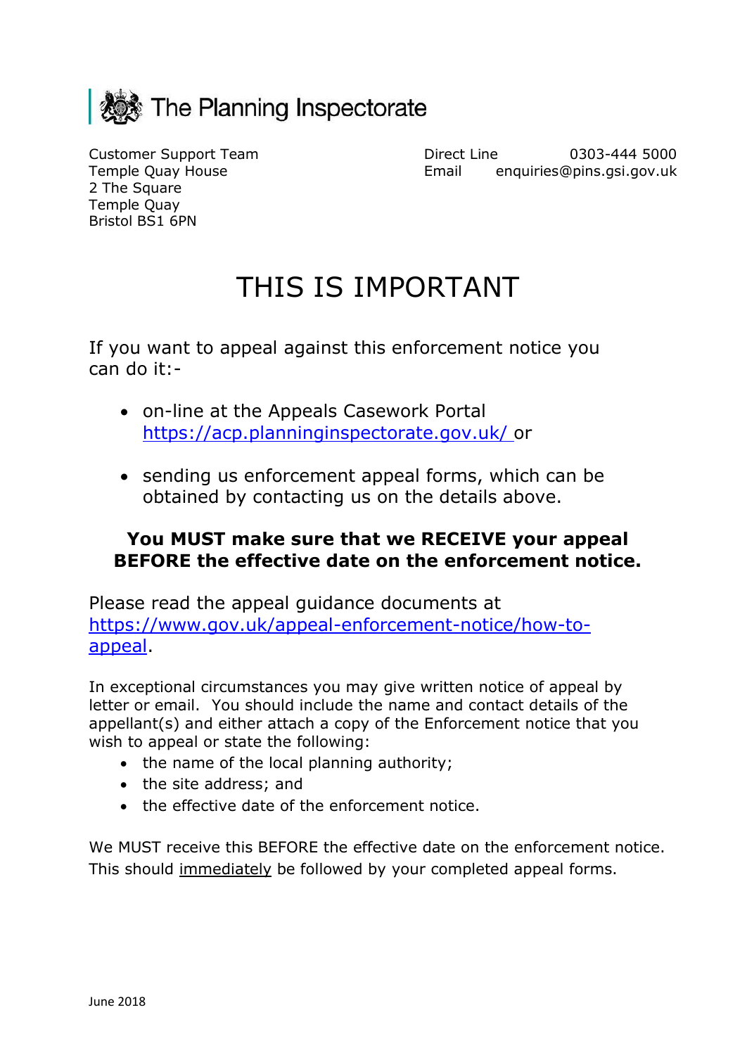The Planning Inspectorate

Customer Support Team
Temple Quay House
2 The Square
Temple Quay
Bristol BS1 6PN

Direct Line 0303-444 5000
Email enquiries@pins.gsi.gov.uk

# THIS IS IMPORTANT

If you want to appeal against this enforcement notice you can do it:-

- on-line at the Appeals Casework Portal https://acp.planninginspectorate.gov.uk/ or
- sending us enforcement appeal forms, which can be obtained by contacting us on the details above.

**You MUST make sure that we RECEIVE your appeal BEFORE the effective date on the enforcement notice.**

Please read the appeal guidance documents at https://www.gov.uk/appeal-enforcement-notice/how-to-appeal.

In exceptional circumstances you may give written notice of appeal by letter or email. You should include the name and contact details of the appellant(s) and either attach a copy of the Enforcement notice that you wish to appeal or state the following:

- the name of the local planning authority;
- the site address; and
- the effective date of the enforcement notice.

We MUST receive this BEFORE the effective date on the enforcement notice. This should immediately be followed by your completed appeal forms.

June 2018